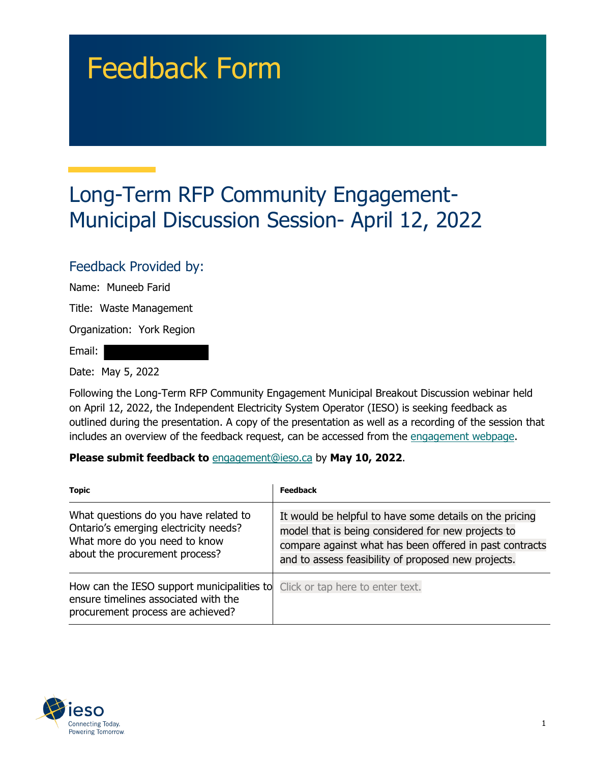# Feedback Form

## Long-Term RFP Community Engagement-Municipal Discussion Session- April 12, 2022

### Feedback Provided by:

Name: Muneeb Farid

Title: Waste Management

Organization: York Region

Email:

Date: May 5, 2022

Following the Long-Term RFP Community Engagement Municipal Breakout Discussion webinar held on April 12, 2022, the Independent Electricity System Operator (IESO) is seeking feedback as outlined during the presentation. A copy of the presentation as well as a recording of the session that includes an overview of the feedback request, can be accessed from the engagement webpage.

**Please submit feedback to** engagement@ieso.ca by **May 10, 2022**.

| Topic | Feedback |
|---|---|
| What questions do you have related to Ontario's emerging electricity needs? What more do you need to know about the procurement process? | It would be helpful to have some details on the pricing model that is being considered for new projects to compare against what has been offered in past contracts and to assess feasibility of proposed new projects. |
| How can the IESO support municipalities to ensure timelines associated with the procurement process are achieved? | Click or tap here to enter text. |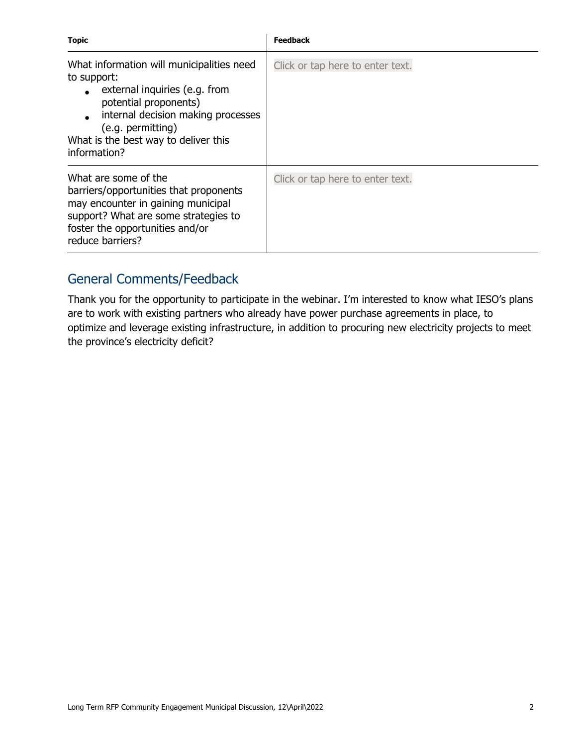| Topic | Feedback |
| --- | --- |
| What information will municipalities need to support:<br>• external inquiries (e.g. from potential proponents)<br>• internal decision making processes (e.g. permitting)<br>What is the best way to deliver this information? | Click or tap here to enter text. |
| What are some of the barriers/opportunities that proponents may encounter in gaining municipal support? What are some strategies to foster the opportunities and/or reduce barriers? | Click or tap here to enter text. |

## General Comments/Feedback

Thank you for the opportunity to participate in the webinar. I'm interested to know what IESO's plans are to work with existing partners who already have power purchase agreements in place, to optimize and leverage existing infrastructure, in addition to procuring new electricity projects to meet the province's electricity deficit?